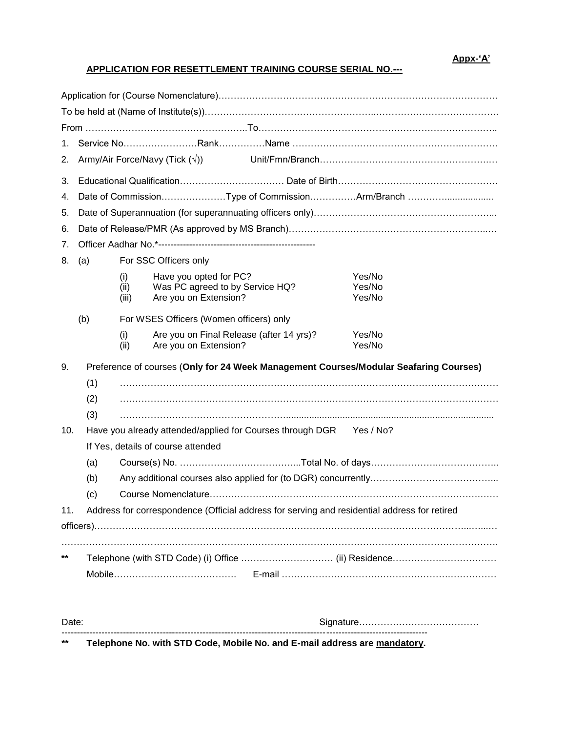**Appx-'A'**

**APPLICATION FOR RESETTLEMENT TRAINING COURSE SERIAL NO.---**

Application for (Course Nomenclature)…………………………………………………………………………………

To be held at (Name of Institute(s))……………………………………………………………………………………….

From ……………………………………………..To……………………………………………………………………..

1. Service No……………………Rank……………Name ……………………………………………………………

2. Army/Air Force/Navy (Tick (√)) Unit/Fmn/Branch…………………………………………………

3. Educational Qualification……………………………. Date of Birth……………………………………………

4. Date of Commission…………………Type of Commission……………Arm/Branch ………….................

5. Date of Superannuation (for superannuating officers only)………………………………………………...

6. Date of Release/PMR (As approved by MS Branch)…………………………………………………………

7. Officer Aadhar No.*--------------------------------------------------

8. (a) For SSC Officers only

   (i) Have you opted for PC? Yes/No
   (ii) Was PC agreed to by Service HQ? Yes/No
   (iii) Are you on Extension? Yes/No

   (b) For WSES Officers (Women officers) only

   (i) Are you on Final Release (after 14 yrs)? Yes/No
   (ii) Are you on Extension? Yes/No

9. Preference of courses (**Only for 24 Week Management Courses/Modular Seafaring Courses)**

   (1) …………………………………………………………………………………………………………
   (2) …………………………………………………………………………………………………………
   (3) …………………………………………………...................................................................................

10. Have you already attended/applied for Courses through DGR Yes / No?

    If Yes, details of course attended

    (a) Course(s) No. ………………………………...Total No. of days…………………………………..
    (b) Any additional courses also applied for (to DGR) concurrently…………………………………...
    (c) Course Nomenclature…………………………………………………………………………………

11. Address for correspondence (Official address for serving and residential address for retired officers)…………………………………………………………………………………………………………

…………………………………………………………………………………………………………………………

\*\* Telephone (with STD Code) (i) Office ………………………… (ii) Residence……………………………

Mobile…………………………………. E-mail ………………………………………………………………

Date: Signature…………………………………

---

\*\* **Telephone No. with STD Code, Mobile No. and E-mail address are mandatory.**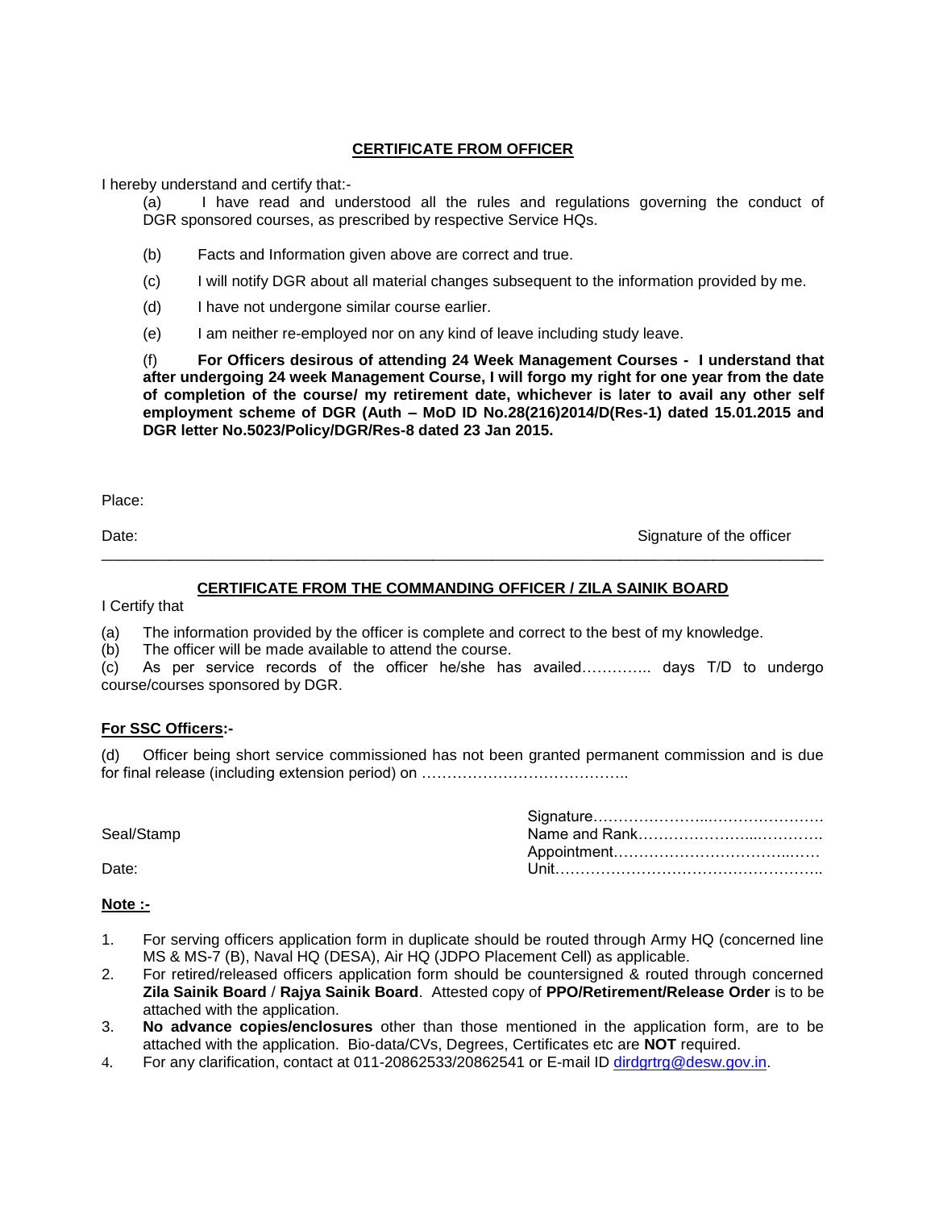## CERTIFICATE FROM OFFICER

I hereby understand and certify that:-

(a) I have read and understood all the rules and regulations governing the conduct of DGR sponsored courses, as prescribed by respective Service HQs.

(b) Facts and Information given above are correct and true.

(c) I will notify DGR about all material changes subsequent to the information provided by me.

(d) I have not undergone similar course earlier.

(e) I am neither re-employed nor on any kind of leave including study leave.

(f) **For Officers desirous of attending 24 Week Management Courses - I understand that after undergoing 24 week Management Course, I will forgo my right for one year from the date of completion of the course/ my retirement date, whichever is later to avail any other self employment scheme of DGR (Auth – MoD ID No.28(216)2014/D(Res-1) dated 15.01.2015 and DGR letter No.5023/Policy/DGR/Res-8 dated 23 Jan 2015.**

Place:

Date: Signature of the officer

---

## CERTIFICATE FROM THE COMMANDING OFFICER / ZILA SAINIK BOARD

I Certify that

(a) The information provided by the officer is complete and correct to the best of my knowledge.
(b) The officer will be made available to attend the course.
(c) As per service records of the officer he/she has availed………….. days T/D to undergo course/courses sponsored by DGR.

**For SSC Officers:-**

(d) Officer being short service commissioned has not been granted permanent commission and is due for final release (including extension period) on …………………………………..

Signature…………………..…………………
Seal/Stamp Name and Rank…………………...………….
Appointment……………………………..……
Date: Unit…………………….……….……………..

**Note :-**

1. For serving officers application form in duplicate should be routed through Army HQ (concerned line MS & MS-7 (B), Naval HQ (DESA), Air HQ (JDPO Placement Cell) as applicable.
2. For retired/released officers application form should be countersigned & routed through concerned **Zila Sainik Board** / **Rajya Sainik Board**. Attested copy of **PPO/Retirement/Release Order** is to be attached with the application.
3. **No advance copies/enclosures** other than those mentioned in the application form, are to be attached with the application. Bio-data/CVs, Degrees, Certificates etc are **NOT** required.
4. For any clarification, contact at 011-20862533/20862541 or E-mail ID dirdgrtrg@desw.gov.in.